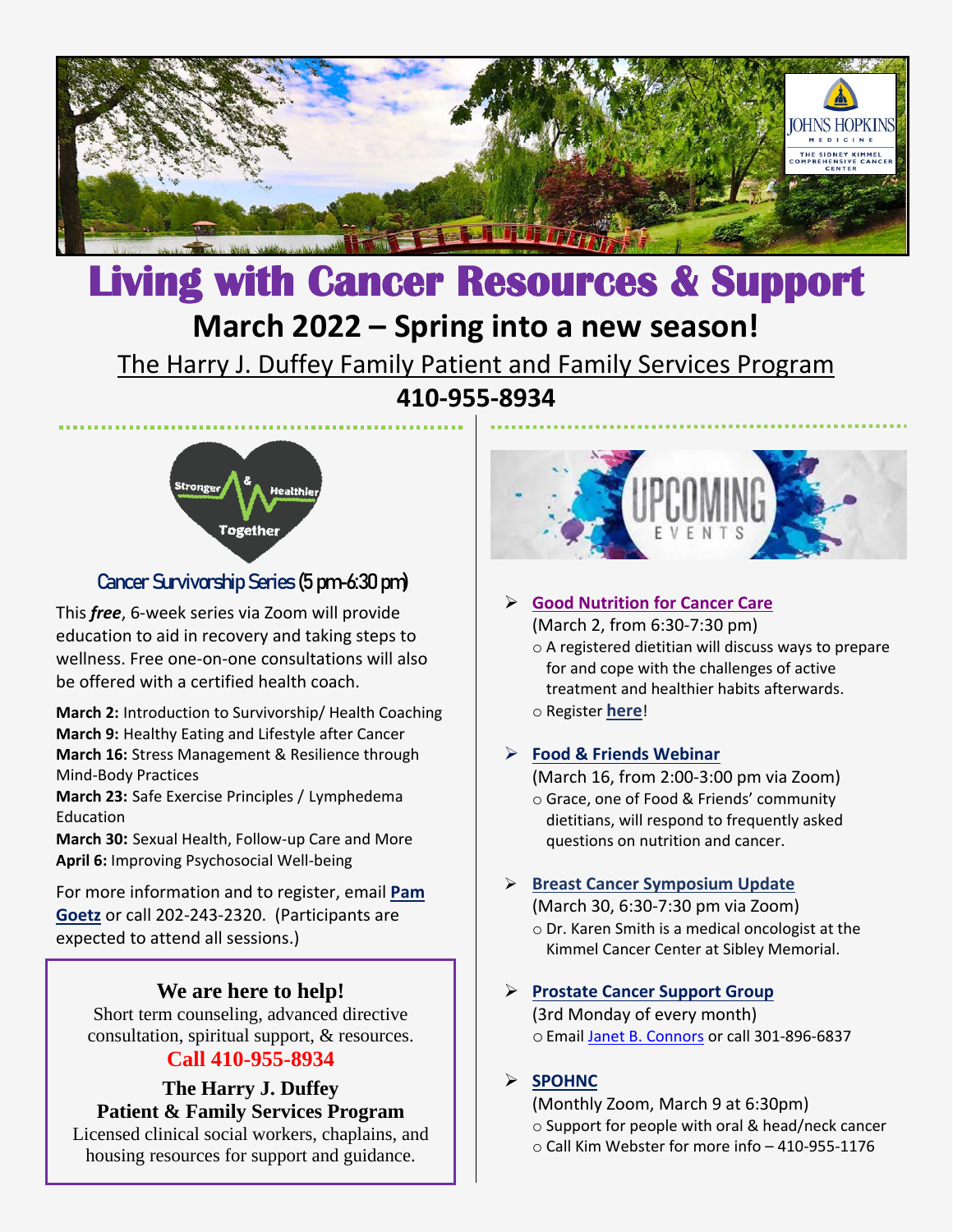# Living with Cancer Resources & Support

## March 2022 – Spring into a new season!

The Harry J. Duffey Family Patient and Family Services Program

**410-955-8934**

Stronger & Healthier Together

### Cancer Survivorship Series (5 pm-6:30 pm)

This ***free***, 6-week series via Zoom will provide education to aid in recovery and taking steps to wellness. Free one-on-one consultations will also be offered with a certified health coach.

**March 2:** Introduction to Survivorship/ Health Coaching
**March 9:** Healthy Eating and Lifestyle after Cancer
**March 16:** Stress Management & Resilience through Mind-Body Practices
**March 23:** Safe Exercise Principles / Lymphedema Education
**March 30:** Sexual Health, Follow-up Care and More
**April 6:** Improving Psychosocial Well-being

For more information and to register, email **Pam Goetz** or call 202-243-2320. (Participants are expected to attend all sessions.)

**We are here to help!**
Short term counseling, advanced directive consultation, spiritual support, & resources.
**Call 410-955-8934**

**The Harry J. Duffey Patient & Family Services Program**
Licensed clinical social workers, chaplains, and housing resources for support and guidance.

UPCOMING EVENTS

- **Good Nutrition for Cancer Care**
  (March 2, from 6:30-7:30 pm)
  - A registered dietitian will discuss ways to prepare for and cope with the challenges of active treatment and healthier habits afterwards.
  - Register **here**!

- **Food & Friends Webinar**
  (March 16, from 2:00-3:00 pm via Zoom)
  - Grace, one of Food & Friends' community dietitians, will respond to frequently asked questions on nutrition and cancer.

- **Breast Cancer Symposium Update**
  (March 30, 6:30-7:30 pm via Zoom)
  - Dr. Karen Smith is a medical oncologist at the Kimmel Cancer Center at Sibley Memorial.

- **Prostate Cancer Support Group**
  (3rd Monday of every month)
  - Email Janet B. Connors or call 301-896-6837

- **SPOHNC**
  (Monthly Zoom, March 9 at 6:30pm)
  - Support for people with oral & head/neck cancer
  - Call Kim Webster for more info – 410-955-1176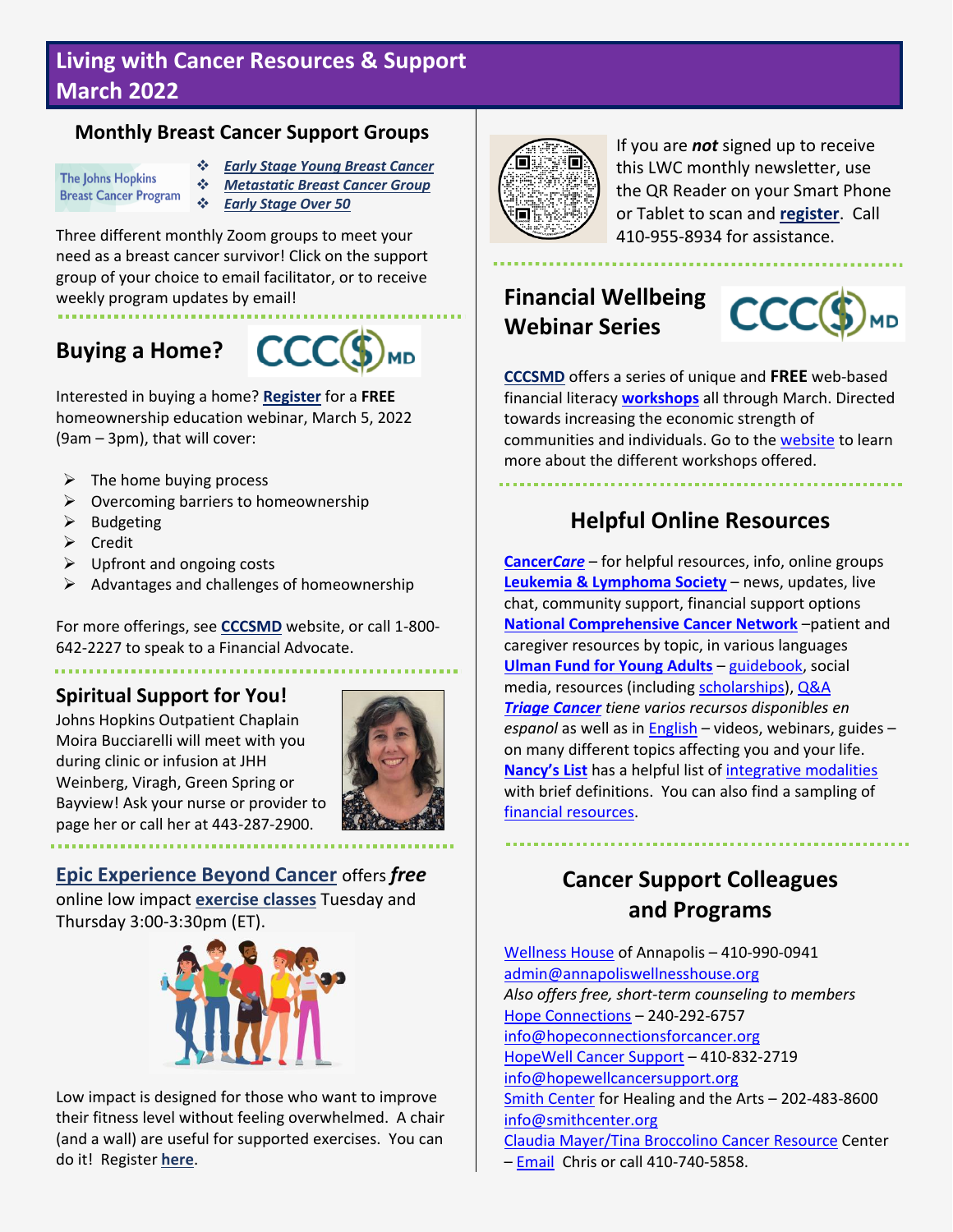# Living with Cancer Resources & Support
# March 2022

## Monthly Breast Cancer Support Groups

The Johns Hopkins Breast Cancer Program

- ***Early Stage Young Breast Cancer***
- ***Metastatic Breast Cancer Group***
- ***Early Stage Over 50***

Three different monthly Zoom groups to meet your need as a breast cancer survivor! Click on the support group of your choice to email facilitator, or to receive weekly program updates by email!

## Buying a Home?

Interested in buying a home? **Register** for a **FREE** homeownership education webinar, March 5, 2022 (9am – 3pm), that will cover:

- The home buying process
- Overcoming barriers to homeownership
- Budgeting
- Credit
- Upfront and ongoing costs
- Advantages and challenges of homeownership

For more offerings, see **CCCSMD** website, or call 1-800-642-2227 to speak to a Financial Advocate.

## Spiritual Support for You!

Johns Hopkins Outpatient Chaplain Moira Bucciarelli will meet with you during clinic or infusion at JHH Weinberg, Viragh, Green Spring or Bayview! Ask your nurse or provider to page her or call her at 443-287-2900.

## Epic Experience Beyond Cancer offers *free*

online low impact **exercise classes** Tuesday and Thursday 3:00-3:30pm (ET).

Low impact is designed for those who want to improve their fitness level without feeling overwhelmed. A chair (and a wall) are useful for supported exercises. You can do it! Register **here**.

If you are ***not*** signed up to receive this LWC monthly newsletter, use the QR Reader on your Smart Phone or Tablet to scan and **register**. Call 410-955-8934 for assistance.

## Financial Wellbeing Webinar Series

**CCCSMD** offers a series of unique and **FREE** web-based financial literacy **workshops** all through March. Directed towards increasing the economic strength of communities and individuals. Go to the website to learn more about the different workshops offered.

## Helpful Online Resources

**Cancer*Care*** – for helpful resources, info, online groups
**Leukemia & Lymphoma Society** – news, updates, live chat, community support, financial support options
**National Comprehensive Cancer Network** –patient and caregiver resources by topic, in various languages
**Ulman Fund for Young Adults** – guidebook, social media, resources (including scholarships), Q&A
***Triage Cancer** tiene varios recursos disponibles en espanol* as well as in English – videos, webinars, guides – on many different topics affecting you and your life.
**Nancy's List** has a helpful list of integrative modalities with brief definitions. You can also find a sampling of financial resources.

## Cancer Support Colleagues and Programs

Wellness House of Annapolis – 410-990-0941
admin@annapoliswellnesshouse.org
*Also offers free, short-term counseling to members*
Hope Connections – 240-292-6757
info@hopeconnectionsforcancer.org
HopeWell Cancer Support – 410-832-2719
info@hopewellcancersupport.org
Smith Center for Healing and the Arts – 202-483-8600
info@smithcenter.org
Claudia Mayer/Tina Broccolino Cancer Resource Center – Email Chris or call 410-740-5858.